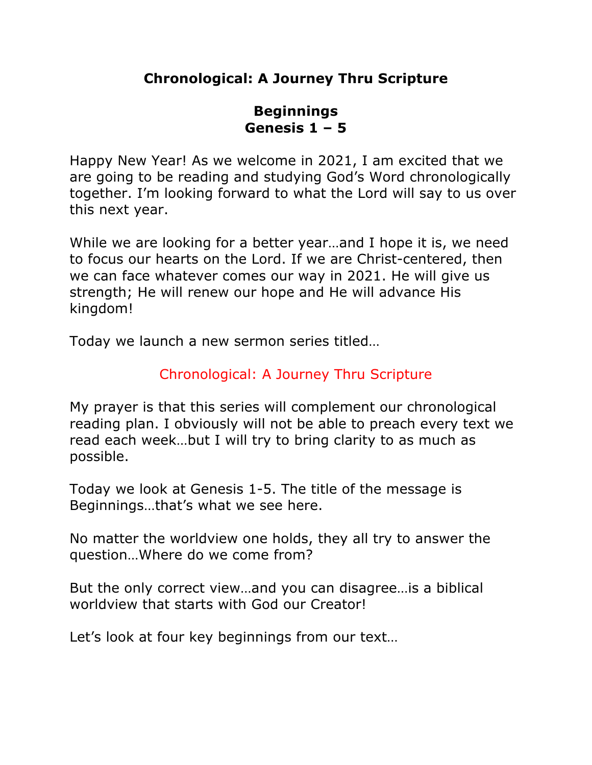# Chronological: A Journey Thru Scripture

## Beginnings
## Genesis 1 – 5

Happy New Year! As we welcome in 2021, I am excited that we are going to be reading and studying God's Word chronologically together. I'm looking forward to what the Lord will say to us over this next year.

While we are looking for a better year…and I hope it is, we need to focus our hearts on the Lord. If we are Christ-centered, then we can face whatever comes our way in 2021. He will give us strength; He will renew our hope and He will advance His kingdom!

Today we launch a new sermon series titled…

Chronological: A Journey Thru Scripture

My prayer is that this series will complement our chronological reading plan. I obviously will not be able to preach every text we read each week…but I will try to bring clarity to as much as possible.

Today we look at Genesis 1-5. The title of the message is Beginnings…that's what we see here.

No matter the worldview one holds, they all try to answer the question…Where do we come from?

But the only correct view…and you can disagree…is a biblical worldview that starts with God our Creator!

Let's look at four key beginnings from our text…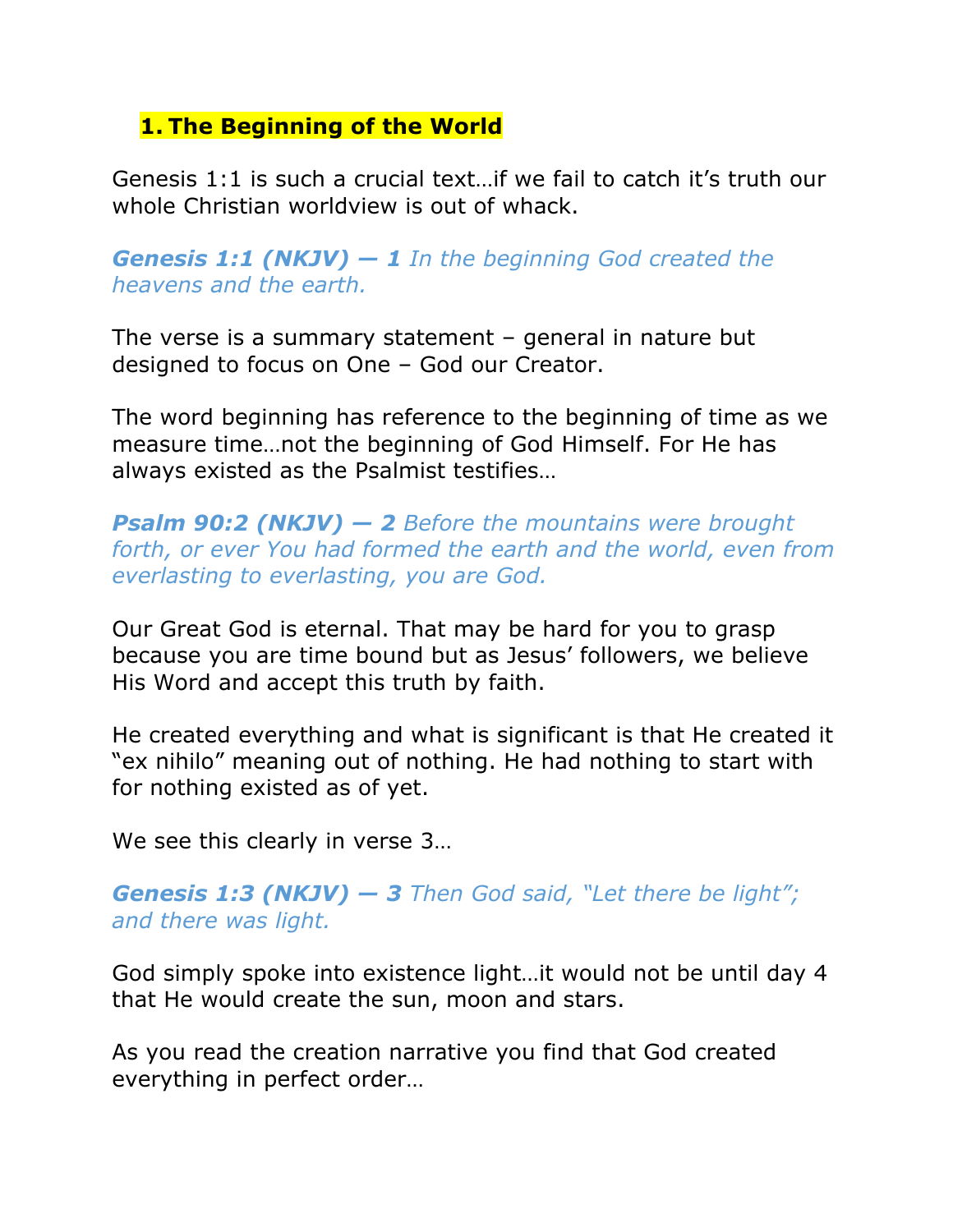## 1. The Beginning of the World

Genesis 1:1 is such a crucial text…if we fail to catch it's truth our whole Christian worldview is out of whack.

***Genesis 1:1 (NKJV) — 1*** *In the beginning God created the heavens and the earth.*

The verse is a summary statement – general in nature but designed to focus on One – God our Creator.

The word beginning has reference to the beginning of time as we measure time…not the beginning of God Himself. For He has always existed as the Psalmist testifies…

***Psalm 90:2 (NKJV) — 2*** *Before the mountains were brought forth, or ever You had formed the earth and the world, even from everlasting to everlasting, you are God.*

Our Great God is eternal. That may be hard for you to grasp because you are time bound but as Jesus' followers, we believe His Word and accept this truth by faith.

He created everything and what is significant is that He created it "ex nihilo" meaning out of nothing. He had nothing to start with for nothing existed as of yet.

We see this clearly in verse 3…

***Genesis 1:3 (NKJV) — 3*** *Then God said, "Let there be light"; and there was light.*

God simply spoke into existence light…it would not be until day 4 that He would create the sun, moon and stars.

As you read the creation narrative you find that God created everything in perfect order…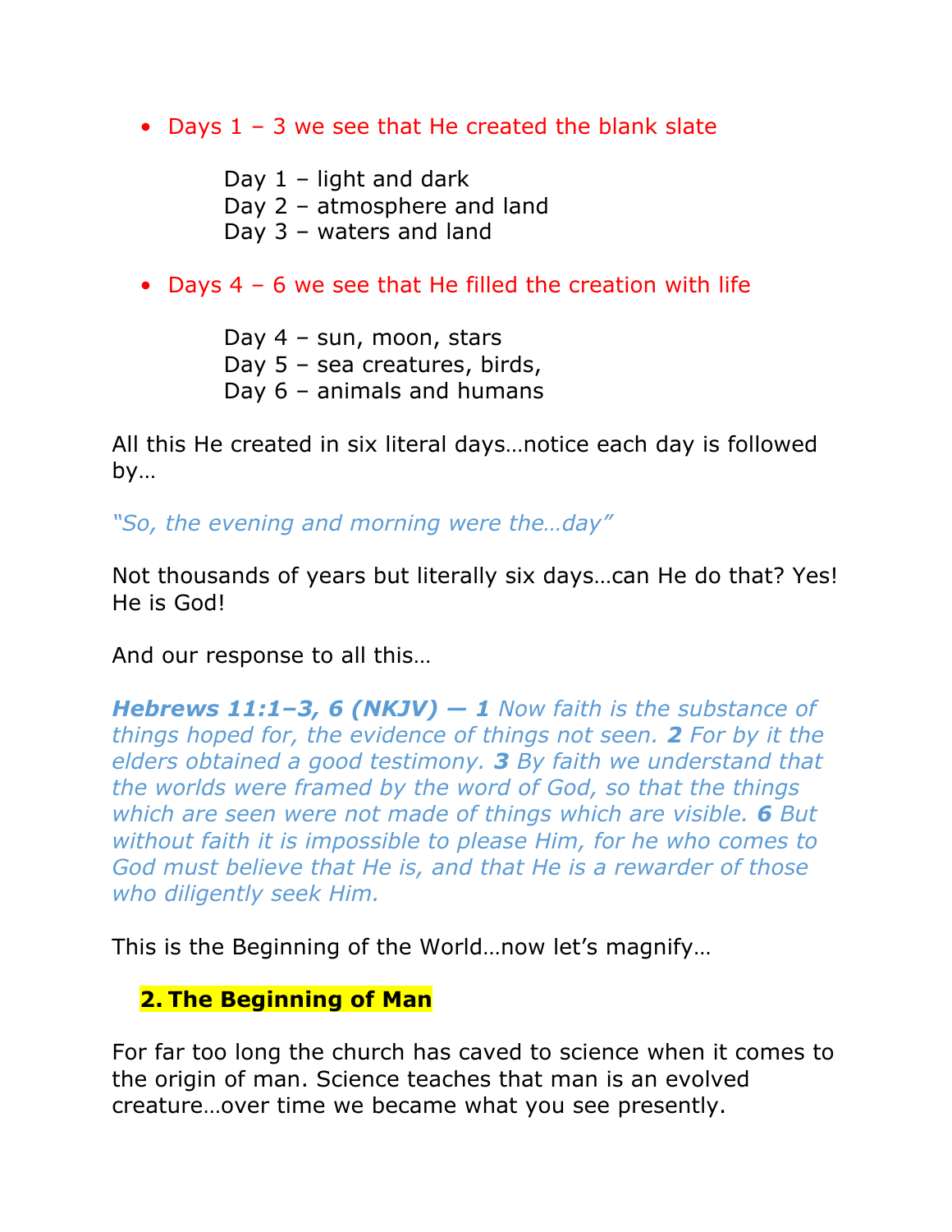- Days 1 – 3 we see that He created the blank slate

  Day 1 – light and dark
  Day 2 – atmosphere and land
  Day 3 – waters and land

- Days 4 – 6 we see that He filled the creation with life

  Day 4 – sun, moon, stars
  Day 5 – sea creatures, birds,
  Day 6 – animals and humans

All this He created in six literal days…notice each day is followed by…

*"So, the evening and morning were the…day"*

Not thousands of years but literally six days…can He do that? Yes! He is God!

And our response to all this…

***Hebrews 11:1–3, 6 (NKJV) — 1*** *Now faith is the substance of things hoped for, the evidence of things not seen.* ***2*** *For by it the elders obtained a good testimony.* ***3*** *By faith we understand that the worlds were framed by the word of God, so that the things which are seen were not made of things which are visible.* ***6*** *But without faith it is impossible to please Him, for he who comes to God must believe that He is, and that He is a rewarder of those who diligently seek Him.*

This is the Beginning of the World…now let's magnify…

## 2. The Beginning of Man

For far too long the church has caved to science when it comes to the origin of man. Science teaches that man is an evolved creature…over time we became what you see presently.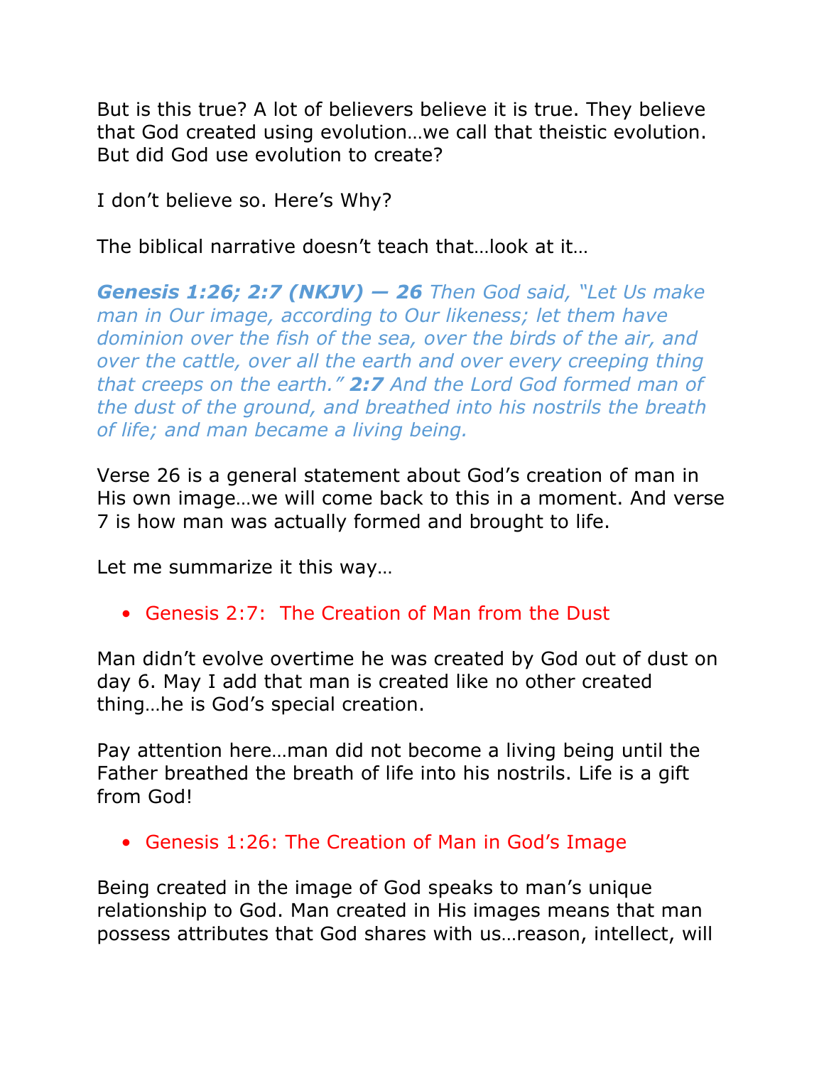But is this true? A lot of believers believe it is true. They believe that God created using evolution…we call that theistic evolution. But did God use evolution to create?

I don't believe so. Here's Why?

The biblical narrative doesn't teach that…look at it…

***Genesis 1:26; 2:7 (NKJV) — 26*** *Then God said, "Let Us make man in Our image, according to Our likeness; let them have dominion over the fish of the sea, over the birds of the air, and over the cattle, over all the earth and over every creeping thing that creeps on the earth."* ***2:7*** *And the Lord God formed man of the dust of the ground, and breathed into his nostrils the breath of life; and man became a living being.*

Verse 26 is a general statement about God's creation of man in His own image…we will come back to this in a moment. And verse 7 is how man was actually formed and brought to life.

Let me summarize it this way…

- Genesis 2:7: The Creation of Man from the Dust

Man didn't evolve overtime he was created by God out of dust on day 6. May I add that man is created like no other created thing…he is God's special creation.

Pay attention here…man did not become a living being until the Father breathed the breath of life into his nostrils. Life is a gift from God!

- Genesis 1:26: The Creation of Man in God's Image

Being created in the image of God speaks to man's unique relationship to God. Man created in His images means that man possess attributes that God shares with us…reason, intellect, will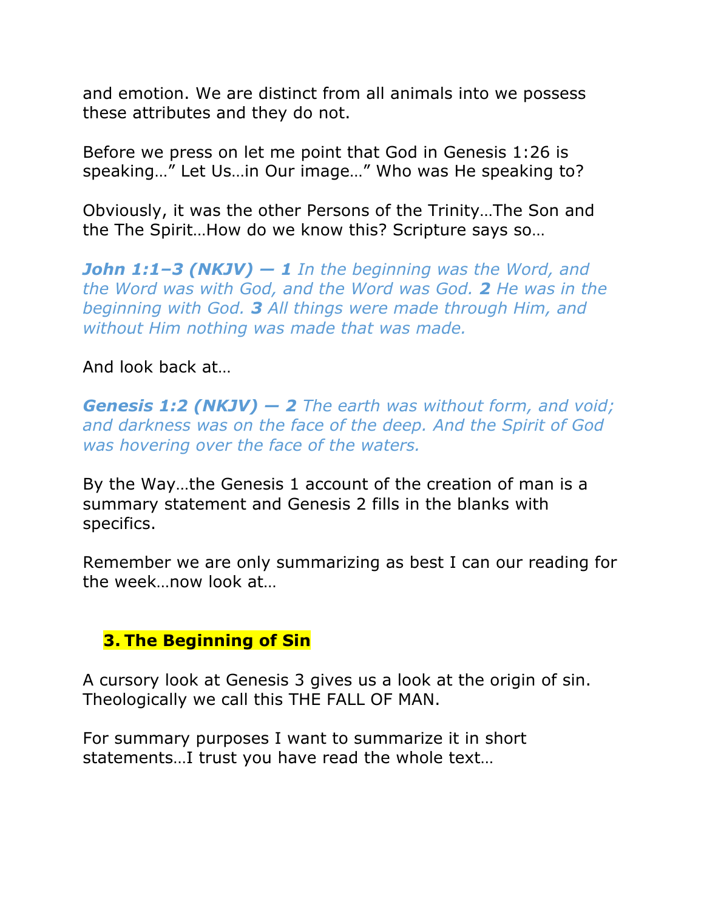and emotion. We are distinct from all animals into we possess these attributes and they do not.

Before we press on let me point that God in Genesis 1:26 is speaking…" Let Us…in Our image…" Who was He speaking to?

Obviously, it was the other Persons of the Trinity…The Son and the The Spirit…How do we know this? Scripture says so…

***John 1:1–3 (NKJV) — 1*** *In the beginning was the Word, and the Word was with God, and the Word was God.* ***2*** *He was in the beginning with God.* ***3*** *All things were made through Him, and without Him nothing was made that was made.*

And look back at…

***Genesis 1:2 (NKJV) — 2*** *The earth was without form, and void; and darkness was on the face of the deep. And the Spirit of God was hovering over the face of the waters.*

By the Way…the Genesis 1 account of the creation of man is a summary statement and Genesis 2 fills in the blanks with specifics.

Remember we are only summarizing as best I can our reading for the week…now look at…

## 3. The Beginning of Sin

A cursory look at Genesis 3 gives us a look at the origin of sin. Theologically we call this THE FALL OF MAN.

For summary purposes I want to summarize it in short statements…I trust you have read the whole text…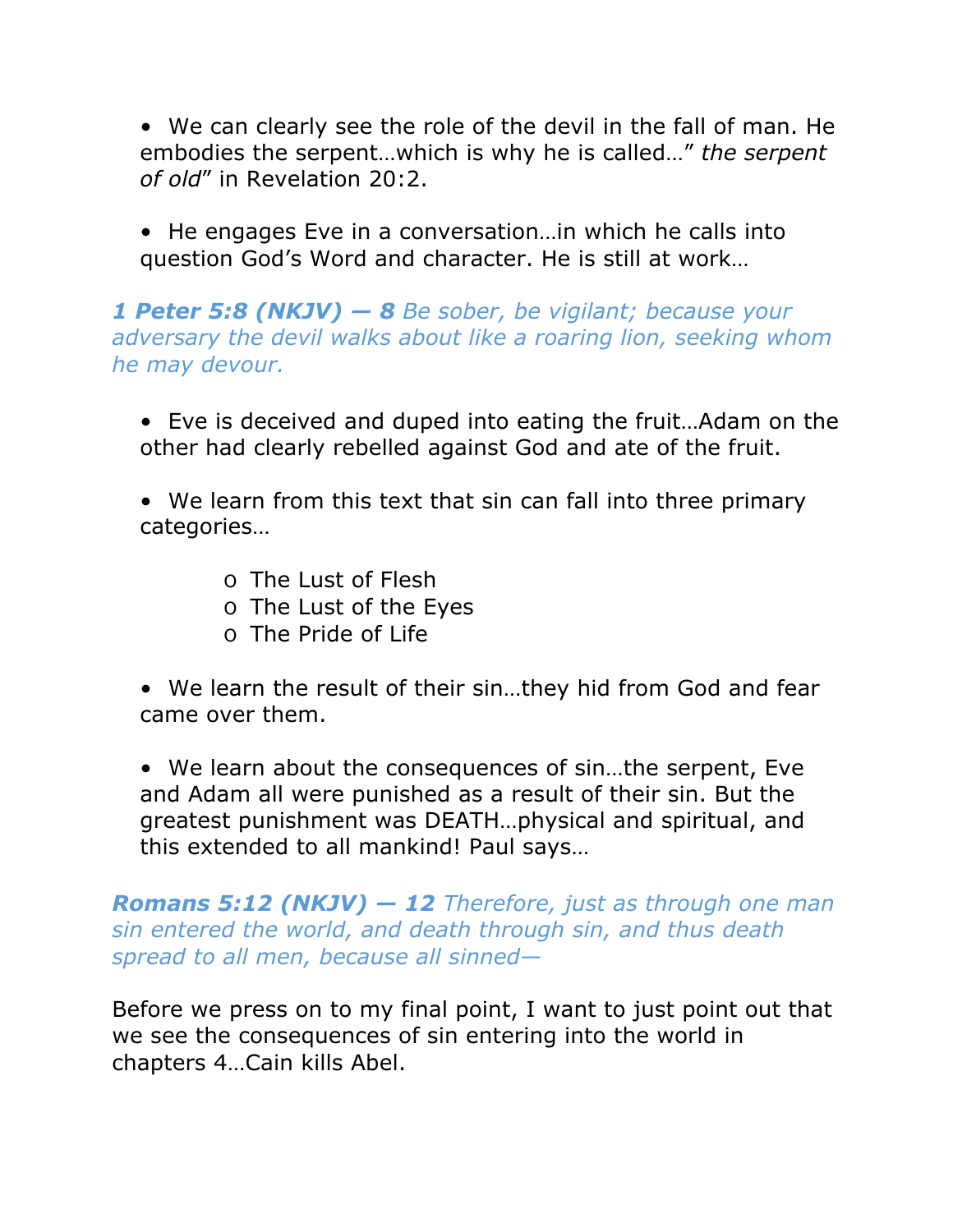- We can clearly see the role of the devil in the fall of man. He embodies the serpent…which is why he is called…" *the serpent of old*" in Revelation 20:2.

- He engages Eve in a conversation…in which he calls into question God's Word and character. He is still at work…

***1 Peter 5:8 (NKJV) — 8*** *Be sober, be vigilant; because your adversary the devil walks about like a roaring lion, seeking whom he may devour.*

- Eve is deceived and duped into eating the fruit…Adam on the other had clearly rebelled against God and ate of the fruit.

- We learn from this text that sin can fall into three primary categories…
    - The Lust of Flesh
    - The Lust of the Eyes
    - The Pride of Life

- We learn the result of their sin…they hid from God and fear came over them.

- We learn about the consequences of sin…the serpent, Eve and Adam all were punished as a result of their sin. But the greatest punishment was DEATH…physical and spiritual, and this extended to all mankind! Paul says…

***Romans 5:12 (NKJV) — 12*** *Therefore, just as through one man sin entered the world, and death through sin, and thus death spread to all men, because all sinned—*

Before we press on to my final point, I want to just point out that we see the consequences of sin entering into the world in chapters 4…Cain kills Abel.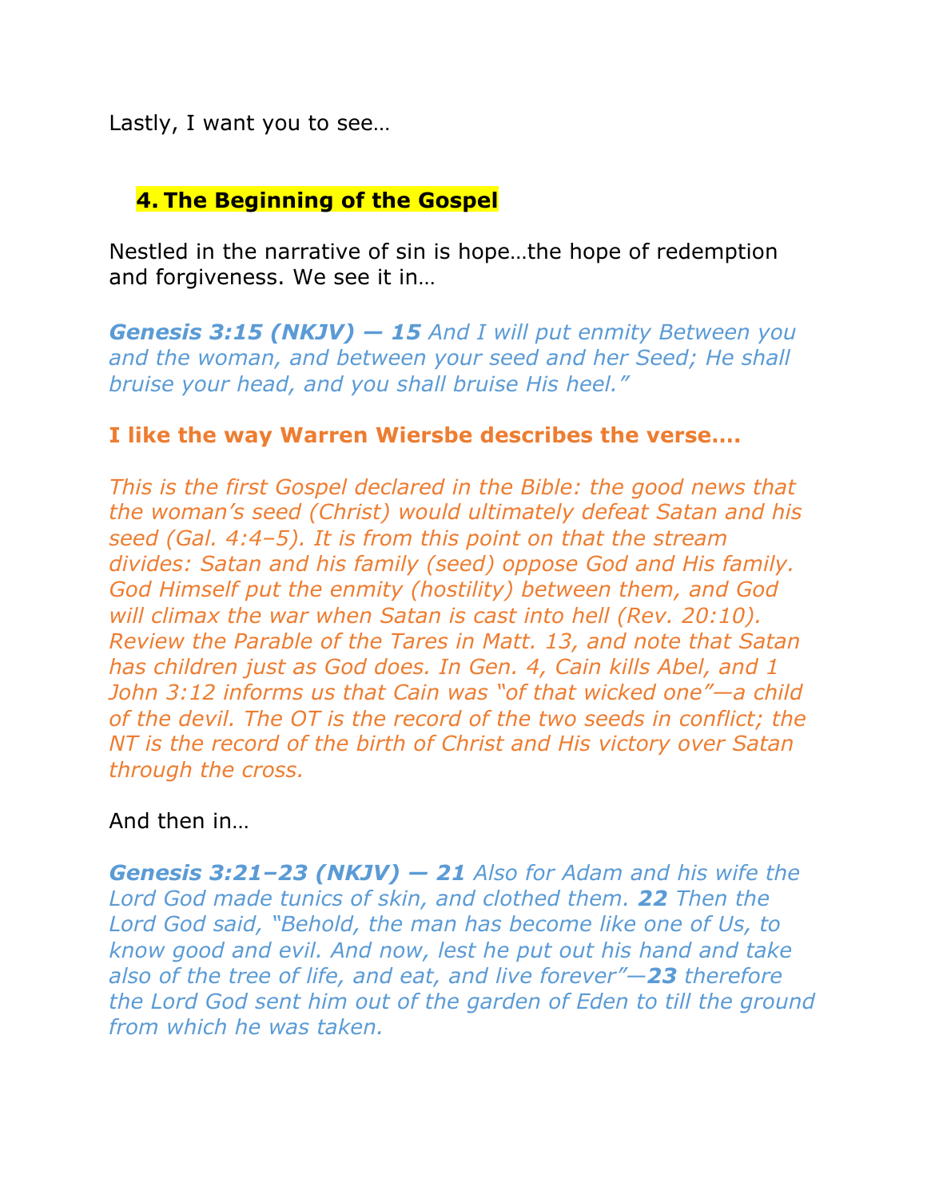Lastly, I want you to see…

## 4. The Beginning of the Gospel

Nestled in the narrative of sin is hope…the hope of redemption and forgiveness. We see it in…

***Genesis 3:15 (NKJV) — 15*** *And I will put enmity Between you and the woman, and between your seed and her Seed; He shall bruise your head, and you shall bruise His heel."*

**I like the way Warren Wiersbe describes the verse….**

*This is the first Gospel declared in the Bible: the good news that the woman's seed (Christ) would ultimately defeat Satan and his seed (Gal. 4:4–5). It is from this point on that the stream divides: Satan and his family (seed) oppose God and His family. God Himself put the enmity (hostility) between them, and God will climax the war when Satan is cast into hell (Rev. 20:10). Review the Parable of the Tares in Matt. 13, and note that Satan has children just as God does. In Gen. 4, Cain kills Abel, and 1 John 3:12 informs us that Cain was "of that wicked one"—a child of the devil. The OT is the record of the two seeds in conflict; the NT is the record of the birth of Christ and His victory over Satan through the cross.*

And then in…

***Genesis 3:21–23 (NKJV) — 21*** *Also for Adam and his wife the Lord God made tunics of skin, and clothed them.* ***22*** *Then the Lord God said, "Behold, the man has become like one of Us, to know good and evil. And now, lest he put out his hand and take also of the tree of life, and eat, and live forever"—**23** therefore the Lord God sent him out of the garden of Eden to till the ground from which he was taken.*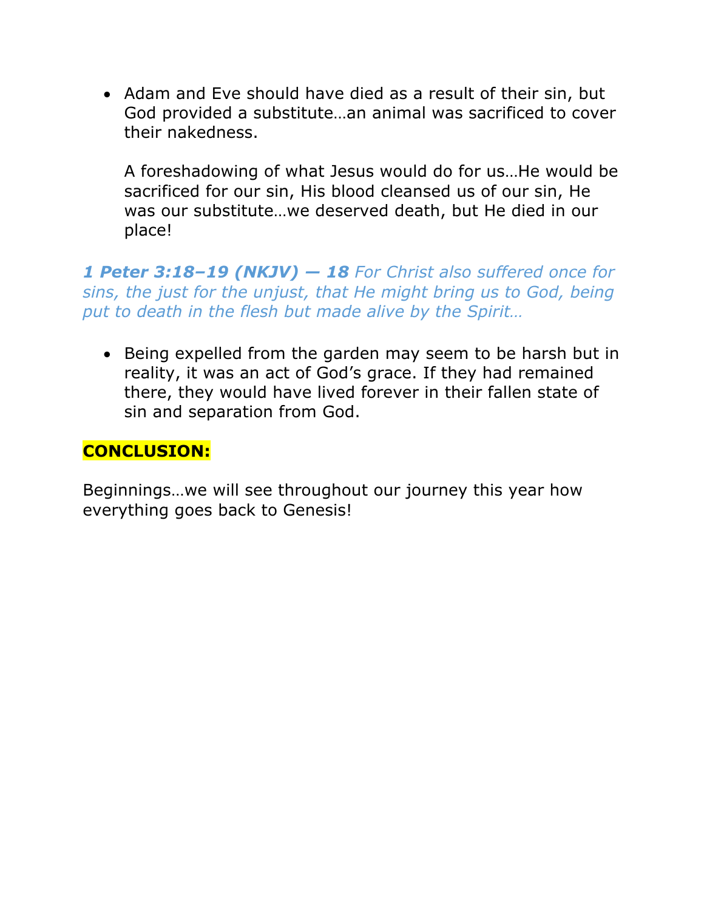- Adam and Eve should have died as a result of their sin, but God provided a substitute…an animal was sacrificed to cover their nakedness.

  A foreshadowing of what Jesus would do for us…He would be sacrificed for our sin, His blood cleansed us of our sin, He was our substitute…we deserved death, but He died in our place!

***1 Peter 3:18–19 (NKJV) — 18*** *For Christ also suffered once for sins, the just for the unjust, that He might bring us to God, being put to death in the flesh but made alive by the Spirit…*

- Being expelled from the garden may seem to be harsh but in reality, it was an act of God's grace. If they had remained there, they would have lived forever in their fallen state of sin and separation from God.

**CONCLUSION:**

Beginnings…we will see throughout our journey this year how everything goes back to Genesis!